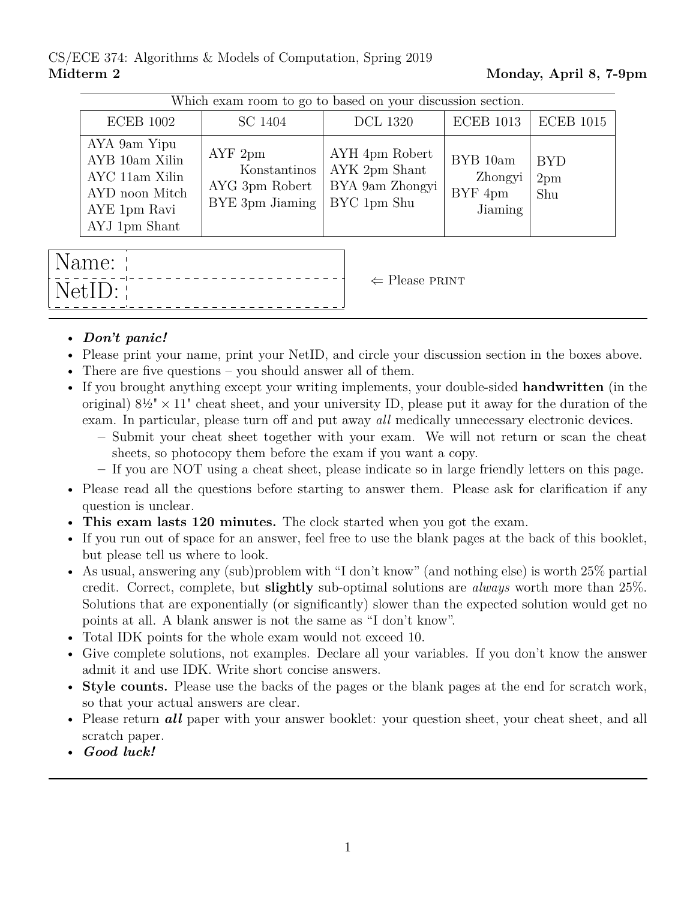CS/ECE 374: Algorithms & Models of Computation, Spring 2019

**Midterm 2** **Monday, April 8, 7-9pm**

Which exam room to go to based on your discussion section.

| ECEB 1002 | SC 1404 | DCL 1320 | ECEB 1013 | ECEB 1015 |
|---|---|---|---|---|
| AYA 9am Yipu<br>AYB 10am Xilin<br>AYC 11am Xilin<br>AYD noon Mitch<br>AYE 1pm Ravi<br>AYJ 1pm Shant | AYF 2pm Konstantinos<br>AYG 3pm Robert<br>BYE 3pm Jiaming | AYH 4pm Robert<br>AYK 2pm Shant<br>BYA 9am Zhongyi<br>BYC 1pm Shu | BYB 10am Zhongyi<br>BYF 4pm Jiaming | BYD 2pm Shu |

| Name: | |
|---|---|
| NetID: | |

⇐ Please PRINT

---

- ***Don't panic!***
- Please print your name, print your NetID, and circle your discussion section in the boxes above.
- There are five questions – you should answer all of them.
- If you brought anything except your writing implements, your double-sided **handwritten** (in the original) 8½" × 11" cheat sheet, and your university ID, please put it away for the duration of the exam. In particular, please turn off and put away *all* medically unnecessary electronic devices.
  - Submit your cheat sheet together with your exam. We will not return or scan the cheat sheets, so photocopy them before the exam if you want a copy.
  - If you are NOT using a cheat sheet, please indicate so in large friendly letters on this page.
- Please read all the questions before starting to answer them. Please ask for clarification if any question is unclear.
- **This exam lasts 120 minutes.** The clock started when you got the exam.
- If you run out of space for an answer, feel free to use the blank pages at the back of this booklet, but please tell us where to look.
- As usual, answering any (sub)problem with "I don't know" (and nothing else) is worth 25% partial credit. Correct, complete, but **slightly** sub-optimal solutions are *always* worth more than 25%. Solutions that are exponentially (or significantly) slower than the expected solution would get no points at all. A blank answer is not the same as "I don't know".
- Total IDK points for the whole exam would not exceed 10.
- Give complete solutions, not examples. Declare all your variables. If you don't know the answer admit it and use IDK. Write short concise answers.
- **Style counts.** Please use the backs of the pages or the blank pages at the end for scratch work, so that your actual answers are clear.
- Please return ***all*** paper with your answer booklet: your question sheet, your cheat sheet, and all scratch paper.
- ***Good luck!***

---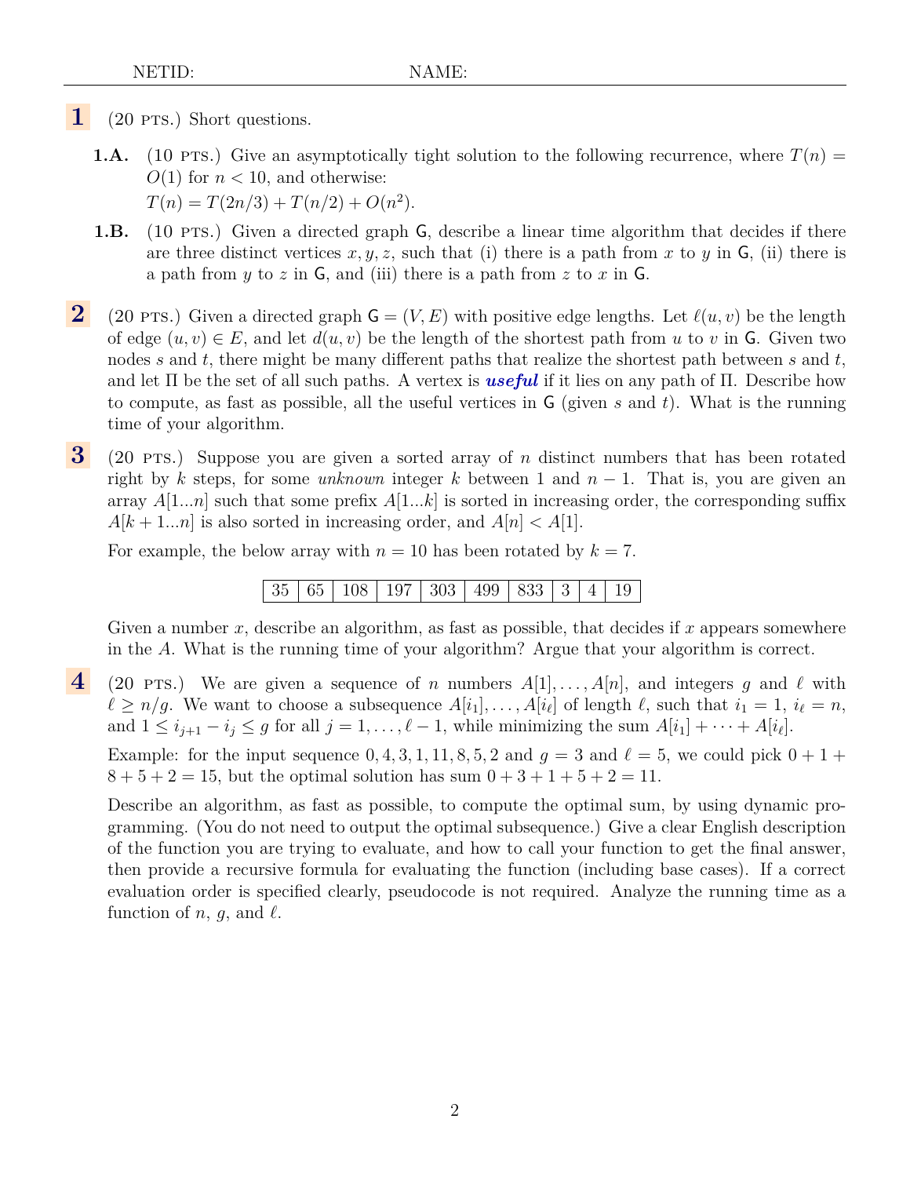NETID: NAME:

**1** (20 PTS.) Short questions.

**1.A.** (10 PTS.) Give an asymptotically tight solution to the following recurrence, where $T(n) = O(1)$ for $n < 10$, and otherwise:
$T(n) = T(2n/3) + T(n/2) + O(n^2)$.

**1.B.** (10 PTS.) Given a directed graph $\mathsf{G}$, describe a linear time algorithm that decides if there are three distinct vertices $x, y, z$, such that (i) there is a path from $x$ to $y$ in $\mathsf{G}$, (ii) there is a path from $y$ to $z$ in $\mathsf{G}$, and (iii) there is a path from $z$ to $x$ in $\mathsf{G}$.

**2** (20 PTS.) Given a directed graph $\mathsf{G} = (V, E)$ with positive edge lengths. Let $\ell(u, v)$ be the length of edge $(u, v) \in E$, and let $d(u, v)$ be the length of the shortest path from $u$ to $v$ in $\mathsf{G}$. Given two nodes $s$ and $t$, there might be many different paths that realize the shortest path between $s$ and $t$, and let $\Pi$ be the set of all such paths. A vertex is ***useful*** if it lies on any path of $\Pi$. Describe how to compute, as fast as possible, all the useful vertices in $\mathsf{G}$ (given $s$ and $t$). What is the running time of your algorithm.

**3** (20 PTS.) Suppose you are given a sorted array of $n$ distinct numbers that has been rotated right by $k$ steps, for some *unknown* integer $k$ between 1 and $n-1$. That is, you are given an array $A[1...n]$ such that some prefix $A[1...k]$ is sorted in increasing order, the corresponding suffix $A[k+1...n]$ is also sorted in increasing order, and $A[n] < A[1]$.

For example, the below array with $n = 10$ has been rotated by $k = 7$.

| 35 | 65 | 108 | 197 | 303 | 499 | 833 | 3 | 4 | 19 |
|---|---|---|---|---|---|---|---|---|---|

Given a number $x$, describe an algorithm, as fast as possible, that decides if $x$ appears somewhere in the $A$. What is the running time of your algorithm? Argue that your algorithm is correct.

**4** (20 PTS.) We are given a sequence of $n$ numbers $A[1], \ldots, A[n]$, and integers $g$ and $\ell$ with $\ell \geq n/g$. We want to choose a subsequence $A[i_1], \ldots, A[i_\ell]$ of length $\ell$, such that $i_1 = 1$, $i_\ell = n$, and $1 \leq i_{j+1} - i_j \leq g$ for all $j = 1, \ldots, \ell - 1$, while minimizing the sum $A[i_1] + \cdots + A[i_\ell]$.

Example: for the input sequence $0, 4, 3, 1, 11, 8, 5, 2$ and $g = 3$ and $\ell = 5$, we could pick $0 + 1 + 8 + 5 + 2 = 15$, but the optimal solution has sum $0 + 3 + 1 + 5 + 2 = 11$.

Describe an algorithm, as fast as possible, to compute the optimal sum, by using dynamic programming. (You do not need to output the optimal subsequence.) Give a clear English description of the function you are trying to evaluate, and how to call your function to get the final answer, then provide a recursive formula for evaluating the function (including base cases). If a correct evaluation order is specified clearly, pseudocode is not required. Analyze the running time as a function of $n$, $g$, and $\ell$.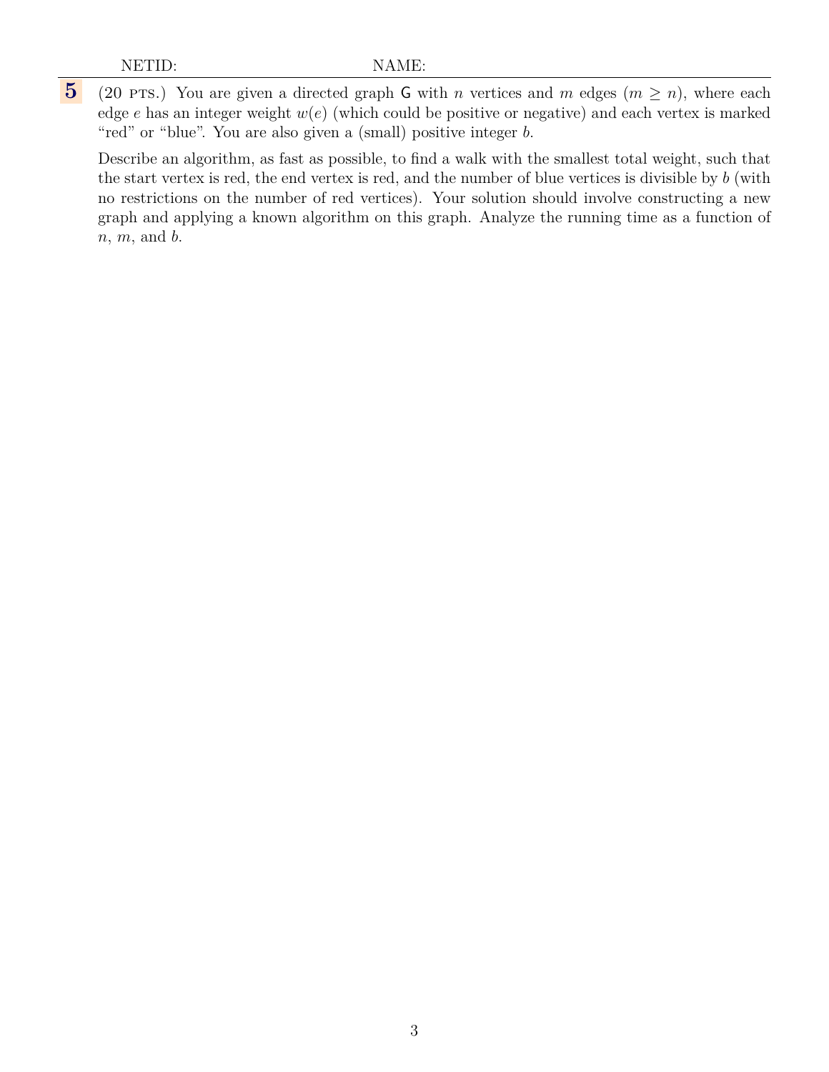NETID: NAME:

**5** (20 PTS.) You are given a directed graph $\mathsf{G}$ with $n$ vertices and $m$ edges ($m \geq n$), where each edge $e$ has an integer weight $w(e)$ (which could be positive or negative) and each vertex is marked "red" or "blue". You are also given a (small) positive integer $b$.

Describe an algorithm, as fast as possible, to find a walk with the smallest total weight, such that the start vertex is red, the end vertex is red, and the number of blue vertices is divisible by $b$ (with no restrictions on the number of red vertices). Your solution should involve constructing a new graph and applying a known algorithm on this graph. Analyze the running time as a function of $n$, $m$, and $b$.